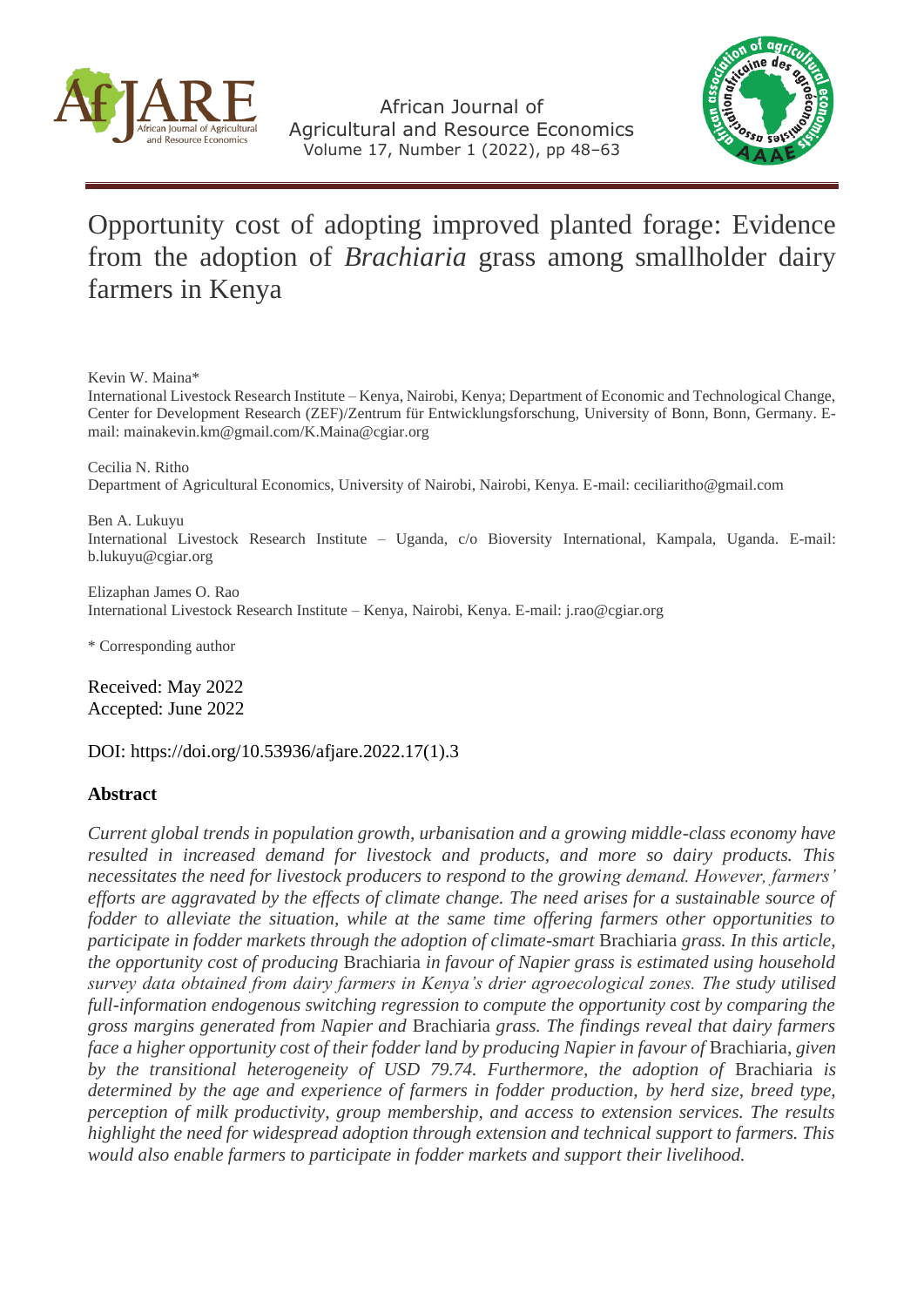# Opportunity cost of adopting improved planted forage: Evidence from the adoption of *Brachiaria* grass among smallholder dairy farmers in Kenya

Kevin W. Maina*
International Livestock Research Institute – Kenya, Nairobi, Kenya; Department of Economic and Technological Change, Center for Development Research (ZEF)/Zentrum für Entwicklungsforschung, University of Bonn, Bonn, Germany. E-mail: mainakevin.km@gmail.com/K.Maina@cgiar.org

Cecilia N. Ritho
Department of Agricultural Economics, University of Nairobi, Nairobi, Kenya. E-mail: ceciliaritho@gmail.com

Ben A. Lukuyu
International Livestock Research Institute – Uganda, c/o Bioversity International, Kampala, Uganda. E-mail: b.lukuyu@cgiar.org

Elizaphan James O. Rao
International Livestock Research Institute – Kenya, Nairobi, Kenya. E-mail: j.rao@cgiar.org

\* Corresponding author

Received: May 2022
Accepted: June 2022

DOI: https://doi.org/10.53936/afjare.2022.17(1).3

## Abstract

*Current global trends in population growth, urbanisation and a growing middle-class economy have resulted in increased demand for livestock and products, and more so dairy products. This necessitates the need for livestock producers to respond to the growing demand. However, farmers' efforts are aggravated by the effects of climate change. The need arises for a sustainable source of fodder to alleviate the situation, while at the same time offering farmers other opportunities to participate in fodder markets through the adoption of climate-smart* Brachiaria *grass. In this article, the opportunity cost of producing* Brachiaria *in favour of Napier grass is estimated using household survey data obtained from dairy farmers in Kenya's drier agroecological zones. The study utilised full-information endogenous switching regression to compute the opportunity cost by comparing the gross margins generated from Napier and* Brachiaria *grass. The findings reveal that dairy farmers face a higher opportunity cost of their fodder land by producing Napier in favour of* Brachiaria*, given by the transitional heterogeneity of USD 79.74. Furthermore, the adoption of* Brachiaria *is determined by the age and experience of farmers in fodder production, by herd size, breed type, perception of milk productivity, group membership, and access to extension services. The results highlight the need for widespread adoption through extension and technical support to farmers. This would also enable farmers to participate in fodder markets and support their livelihood.*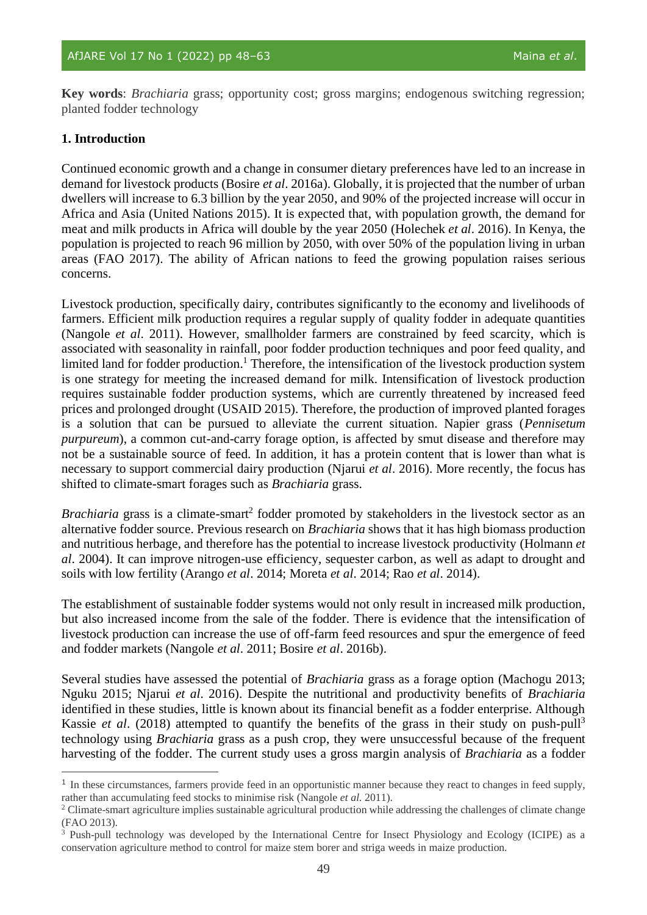**Key words**: *Brachiaria* grass; opportunity cost; gross margins; endogenous switching regression; planted fodder technology

## 1. Introduction

Continued economic growth and a change in consumer dietary preferences have led to an increase in demand for livestock products (Bosire *et al*. 2016a). Globally, it is projected that the number of urban dwellers will increase to 6.3 billion by the year 2050, and 90% of the projected increase will occur in Africa and Asia (United Nations 2015). It is expected that, with population growth, the demand for meat and milk products in Africa will double by the year 2050 (Holechek *et al*. 2016). In Kenya, the population is projected to reach 96 million by 2050, with over 50% of the population living in urban areas (FAO 2017). The ability of African nations to feed the growing population raises serious concerns.

Livestock production, specifically dairy, contributes significantly to the economy and livelihoods of farmers. Efficient milk production requires a regular supply of quality fodder in adequate quantities (Nangole *et al*. 2011). However, smallholder farmers are constrained by feed scarcity, which is associated with seasonality in rainfall, poor fodder production techniques and poor feed quality, and limited land for fodder production.[1] Therefore, the intensification of the livestock production system is one strategy for meeting the increased demand for milk. Intensification of livestock production requires sustainable fodder production systems, which are currently threatened by increased feed prices and prolonged drought (USAID 2015). Therefore, the production of improved planted forages is a solution that can be pursued to alleviate the current situation. Napier grass (*Pennisetum purpureum*), a common cut-and-carry forage option, is affected by smut disease and therefore may not be a sustainable source of feed. In addition, it has a protein content that is lower than what is necessary to support commercial dairy production (Njarui *et al*. 2016). More recently, the focus has shifted to climate-smart forages such as *Brachiaria* grass.

*Brachiaria* grass is a climate-smart[2] fodder promoted by stakeholders in the livestock sector as an alternative fodder source. Previous research on *Brachiaria* shows that it has high biomass production and nutritious herbage, and therefore has the potential to increase livestock productivity (Holmann *et al*. 2004). It can improve nitrogen-use efficiency, sequester carbon, as well as adapt to drought and soils with low fertility (Arango *et al*. 2014; Moreta *et al*. 2014; Rao *et al*. 2014).

The establishment of sustainable fodder systems would not only result in increased milk production, but also increased income from the sale of the fodder. There is evidence that the intensification of livestock production can increase the use of off-farm feed resources and spur the emergence of feed and fodder markets (Nangole *et al*. 2011; Bosire *et al*. 2016b).

Several studies have assessed the potential of *Brachiaria* grass as a forage option (Machogu 2013; Nguku 2015; Njarui *et al*. 2016). Despite the nutritional and productivity benefits of *Brachiaria* identified in these studies, little is known about its financial benefit as a fodder enterprise. Although Kassie *et al*. (2018) attempted to quantify the benefits of the grass in their study on push-pull[3] technology using *Brachiaria* grass as a push crop, they were unsuccessful because of the frequent harvesting of the fodder. The current study uses a gross margin analysis of *Brachiaria* as a fodder

---

[1] In these circumstances, farmers provide feed in an opportunistic manner because they react to changes in feed supply, rather than accumulating feed stocks to minimise risk (Nangole *et al.* 2011).

[2] Climate-smart agriculture implies sustainable agricultural production while addressing the challenges of climate change (FAO 2013).

[3] Push-pull technology was developed by the International Centre for Insect Physiology and Ecology (ICIPE) as a conservation agriculture method to control for maize stem borer and striga weeds in maize production.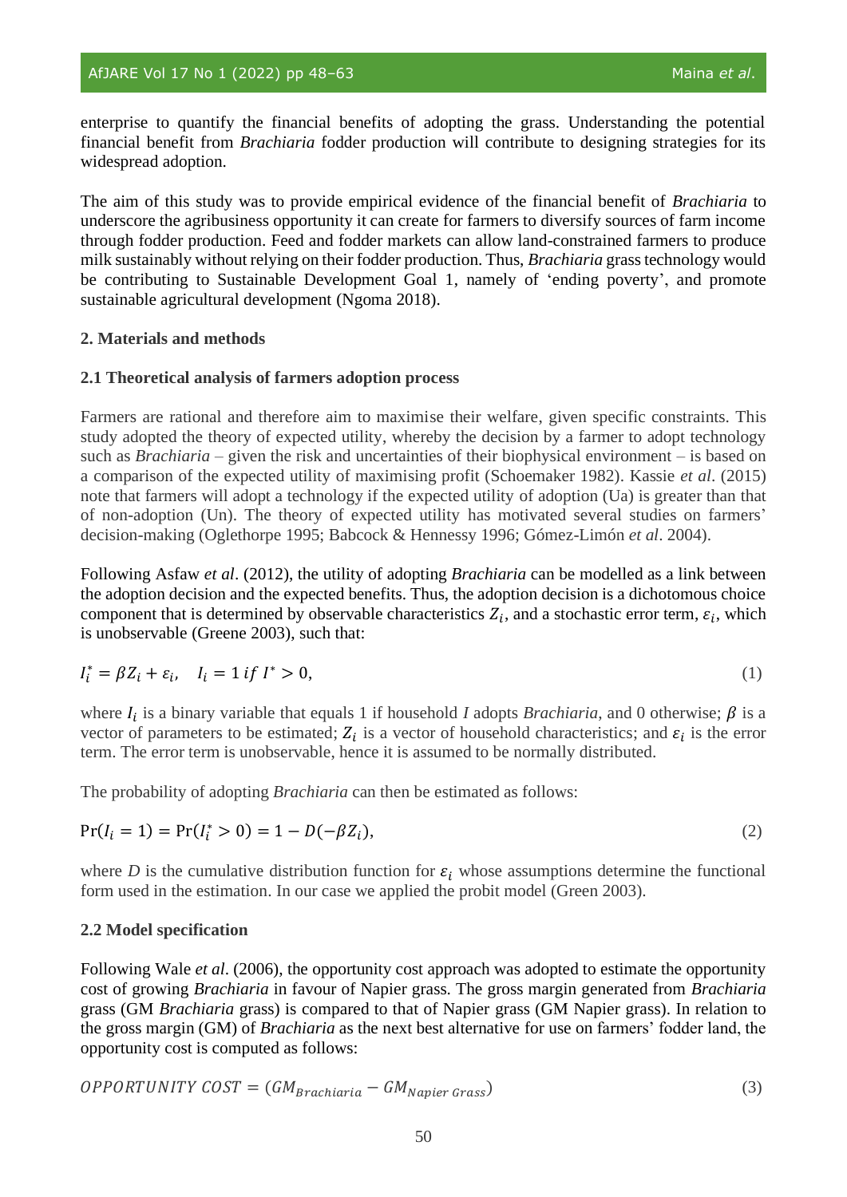enterprise to quantify the financial benefits of adopting the grass. Understanding the potential financial benefit from *Brachiaria* fodder production will contribute to designing strategies for its widespread adoption.

The aim of this study was to provide empirical evidence of the financial benefit of *Brachiaria* to underscore the agribusiness opportunity it can create for farmers to diversify sources of farm income through fodder production. Feed and fodder markets can allow land-constrained farmers to produce milk sustainably without relying on their fodder production. Thus, *Brachiaria* grass technology would be contributing to Sustainable Development Goal 1, namely of 'ending poverty', and promote sustainable agricultural development (Ngoma 2018).

## 2. Materials and methods

### 2.1 Theoretical analysis of farmers adoption process

Farmers are rational and therefore aim to maximise their welfare, given specific constraints. This study adopted the theory of expected utility, whereby the decision by a farmer to adopt technology such as *Brachiaria* – given the risk and uncertainties of their biophysical environment – is based on a comparison of the expected utility of maximising profit (Schoemaker 1982). Kassie *et al*. (2015) note that farmers will adopt a technology if the expected utility of adoption (Ua) is greater than that of non-adoption (Un). The theory of expected utility has motivated several studies on farmers' decision-making (Oglethorpe 1995; Babcock & Hennessy 1996; Gómez-Limón *et al*. 2004).

Following Asfaw *et al*. (2012), the utility of adopting *Brachiaria* can be modelled as a link between the adoption decision and the expected benefits. Thus, the adoption decision is a dichotomous choice component that is determined by observable characteristics $Z_i$, and a stochastic error term, $\varepsilon_i$, which is unobservable (Greene 2003), such that:

$$I_i^* = \beta Z_i + \varepsilon_i, \quad I_i = 1 \; if \; I^* > 0, \tag{1}$$

where $I_i$ is a binary variable that equals 1 if household *I* adopts *Brachiaria*, and 0 otherwise; $\beta$ is a vector of parameters to be estimated; $Z_i$ is a vector of household characteristics; and $\varepsilon_i$ is the error term. The error term is unobservable, hence it is assumed to be normally distributed.

The probability of adopting *Brachiaria* can then be estimated as follows:

$$\Pr(I_i = 1) = \Pr(I_i^* > 0) = 1 - D(-\beta Z_i), \tag{2}$$

where *D* is the cumulative distribution function for $\varepsilon_i$ whose assumptions determine the functional form used in the estimation. In our case we applied the probit model (Green 2003).

### 2.2 Model specification

Following Wale *et al*. (2006), the opportunity cost approach was adopted to estimate the opportunity cost of growing *Brachiaria* in favour of Napier grass. The gross margin generated from *Brachiaria* grass (GM *Brachiaria* grass) is compared to that of Napier grass (GM Napier grass). In relation to the gross margin (GM) of *Brachiaria* as the next best alternative for use on farmers' fodder land, the opportunity cost is computed as follows:

$$OPPORTUNITY\ COST = (GM_{Brachiaria} - GM_{Napier\ Grass}) \tag{3}$$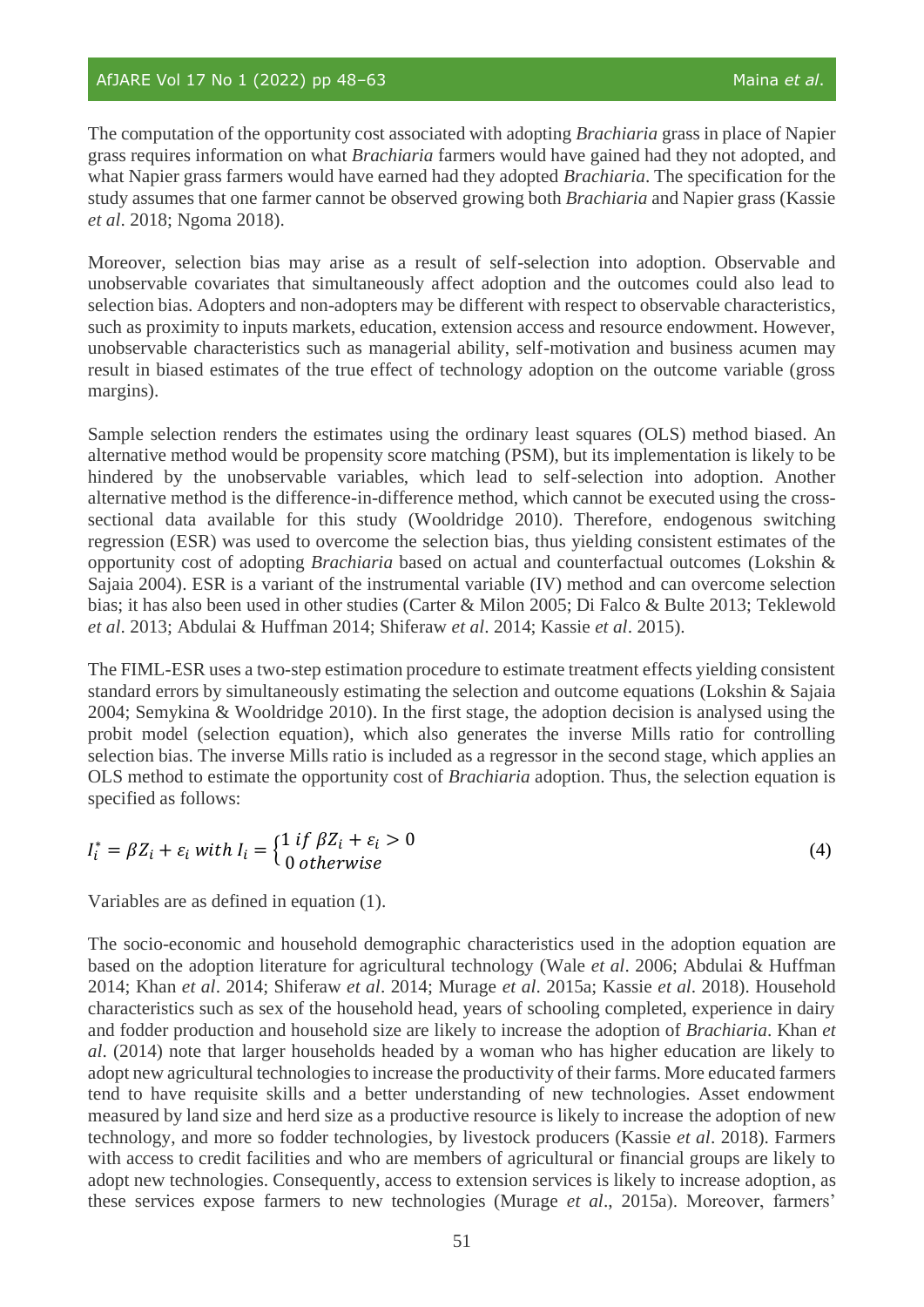The computation of the opportunity cost associated with adopting *Brachiaria* grass in place of Napier grass requires information on what *Brachiaria* farmers would have gained had they not adopted, and what Napier grass farmers would have earned had they adopted *Brachiaria*. The specification for the study assumes that one farmer cannot be observed growing both *Brachiaria* and Napier grass (Kassie *et al*. 2018; Ngoma 2018).

Moreover, selection bias may arise as a result of self-selection into adoption. Observable and unobservable covariates that simultaneously affect adoption and the outcomes could also lead to selection bias. Adopters and non-adopters may be different with respect to observable characteristics, such as proximity to inputs markets, education, extension access and resource endowment. However, unobservable characteristics such as managerial ability, self-motivation and business acumen may result in biased estimates of the true effect of technology adoption on the outcome variable (gross margins).

Sample selection renders the estimates using the ordinary least squares (OLS) method biased. An alternative method would be propensity score matching (PSM), but its implementation is likely to be hindered by the unobservable variables, which lead to self-selection into adoption. Another alternative method is the difference-in-difference method, which cannot be executed using the cross-sectional data available for this study (Wooldridge 2010). Therefore, endogenous switching regression (ESR) was used to overcome the selection bias, thus yielding consistent estimates of the opportunity cost of adopting *Brachiaria* based on actual and counterfactual outcomes (Lokshin & Sajaia 2004). ESR is a variant of the instrumental variable (IV) method and can overcome selection bias; it has also been used in other studies (Carter & Milon 2005; Di Falco & Bulte 2013; Teklewold *et al*. 2013; Abdulai & Huffman 2014; Shiferaw *et al*. 2014; Kassie *et al*. 2015).

The FIML-ESR uses a two-step estimation procedure to estimate treatment effects yielding consistent standard errors by simultaneously estimating the selection and outcome equations (Lokshin & Sajaia 2004; Semykina & Wooldridge 2010). In the first stage, the adoption decision is analysed using the probit model (selection equation), which also generates the inverse Mills ratio for controlling selection bias. The inverse Mills ratio is included as a regressor in the second stage, which applies an OLS method to estimate the opportunity cost of *Brachiaria* adoption. Thus, the selection equation is specified as follows:

$$I_i^* = \beta Z_i + \varepsilon_i \text{ with } I_i = \begin{cases} 1 \text{ if } \beta Z_i + \varepsilon_i > 0 \\ 0 \text{ otherwise} \end{cases} \tag{4}$$

Variables are as defined in equation (1).

The socio-economic and household demographic characteristics used in the adoption equation are based on the adoption literature for agricultural technology (Wale *et al*. 2006; Abdulai & Huffman 2014; Khan *et al*. 2014; Shiferaw *et al*. 2014; Murage *et al*. 2015a; Kassie *et al*. 2018). Household characteristics such as sex of the household head, years of schooling completed, experience in dairy and fodder production and household size are likely to increase the adoption of *Brachiaria*. Khan *et al*. (2014) note that larger households headed by a woman who has higher education are likely to adopt new agricultural technologies to increase the productivity of their farms. More educated farmers tend to have requisite skills and a better understanding of new technologies. Asset endowment measured by land size and herd size as a productive resource is likely to increase the adoption of new technology, and more so fodder technologies, by livestock producers (Kassie *et al*. 2018). Farmers with access to credit facilities and who are members of agricultural or financial groups are likely to adopt new technologies. Consequently, access to extension services is likely to increase adoption, as these services expose farmers to new technologies (Murage *et al*., 2015a). Moreover, farmers'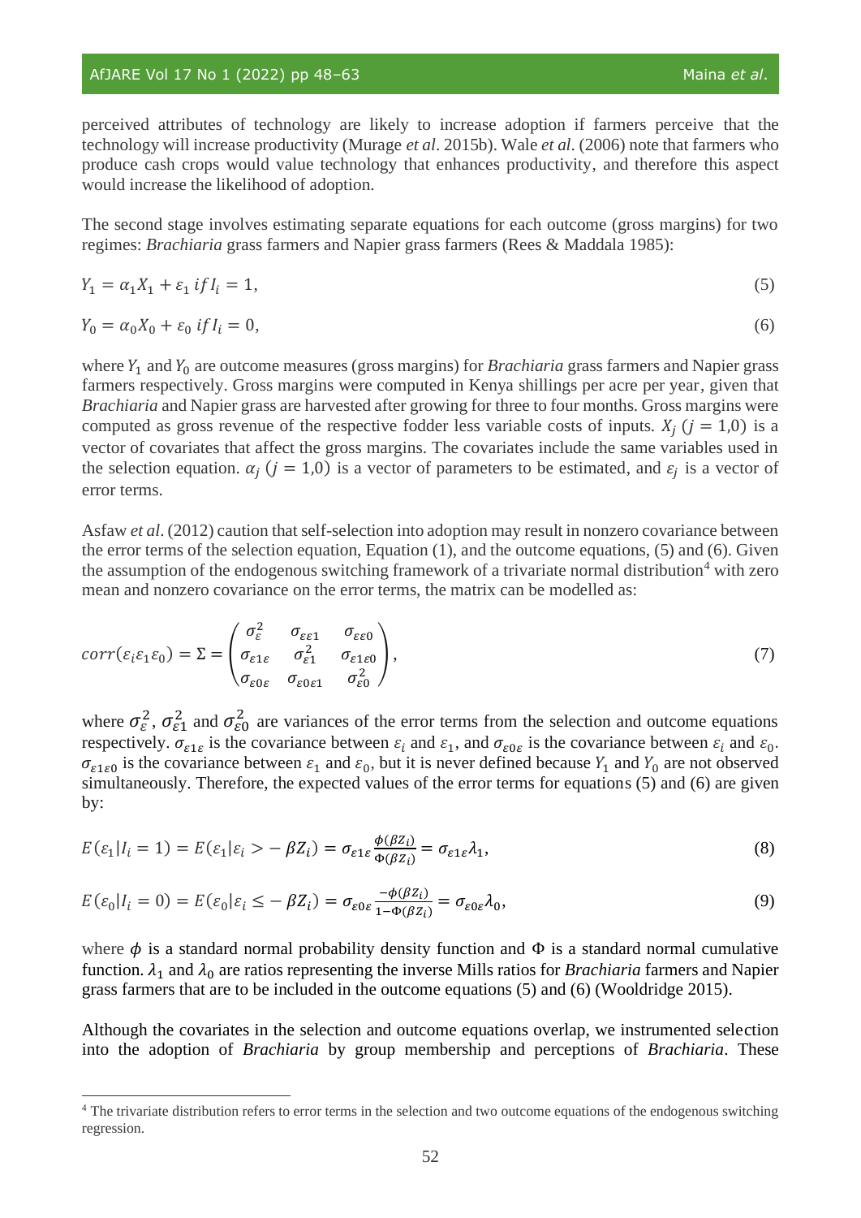perceived attributes of technology are likely to increase adoption if farmers perceive that the technology will increase productivity (Murage *et al*. 2015b). Wale *et al*. (2006) note that farmers who produce cash crops would value technology that enhances productivity, and therefore this aspect would increase the likelihood of adoption.

The second stage involves estimating separate equations for each outcome (gross margins) for two regimes: *Brachiaria* grass farmers and Napier grass farmers (Rees & Maddala 1985):

$$Y_1 = \alpha_1 X_1 + \varepsilon_1 \; if \, I_i = 1, \tag{5}$$

$$Y_0 = \alpha_0 X_0 + \varepsilon_0 \; if \, I_i = 0, \tag{6}$$

where $Y_1$ and $Y_0$ are outcome measures (gross margins) for *Brachiaria* grass farmers and Napier grass farmers respectively. Gross margins were computed in Kenya shillings per acre per year, given that *Brachiaria* and Napier grass are harvested after growing for three to four months. Gross margins were computed as gross revenue of the respective fodder less variable costs of inputs. $X_j$ $(j = 1{,}0)$ is a vector of covariates that affect the gross margins. The covariates include the same variables used in the selection equation. $\alpha_j$ $(j = 1{,}0)$ is a vector of parameters to be estimated, and $\varepsilon_j$ is a vector of error terms.

Asfaw *et al*. (2012) caution that self-selection into adoption may result in nonzero covariance between the error terms of the selection equation, Equation (1), and the outcome equations, (5) and (6). Given the assumption of the endogenous switching framework of a trivariate normal distribution[4] with zero mean and nonzero covariance on the error terms, the matrix can be modelled as:

$$corr(\varepsilon_i \varepsilon_1 \varepsilon_0) = \Sigma = \begin{pmatrix} \sigma_{\varepsilon}^2 & \sigma_{\varepsilon\varepsilon1} & \sigma_{\varepsilon\varepsilon0} \\ \sigma_{\varepsilon1\varepsilon} & \sigma_{\varepsilon1}^2 & \sigma_{\varepsilon1\varepsilon0} \\ \sigma_{\varepsilon0\varepsilon} & \sigma_{\varepsilon0\varepsilon1} & \sigma_{\varepsilon0}^2 \end{pmatrix}, \tag{7}$$

where $\sigma_{\varepsilon}^2$, $\sigma_{\varepsilon1}^2$ and $\sigma_{\varepsilon0}^2$ are variances of the error terms from the selection and outcome equations respectively. $\sigma_{\varepsilon1\varepsilon}$ is the covariance between $\varepsilon_i$ and $\varepsilon_1$, and $\sigma_{\varepsilon0\varepsilon}$ is the covariance between $\varepsilon_i$ and $\varepsilon_0$. $\sigma_{\varepsilon1\varepsilon0}$ is the covariance between $\varepsilon_1$ and $\varepsilon_0$, but it is never defined because $Y_1$ and $Y_0$ are not observed simultaneously. Therefore, the expected values of the error terms for equations (5) and (6) are given by:

$$E(\varepsilon_1 | I_i = 1) = E(\varepsilon_1 | \varepsilon_i > -\beta Z_i) = \sigma_{\varepsilon1\varepsilon} \frac{\phi(\beta Z_i)}{\Phi(\beta Z_i)} = \sigma_{\varepsilon1\varepsilon} \lambda_1, \tag{8}$$

$$E(\varepsilon_0 | I_i = 0) = E(\varepsilon_0 | \varepsilon_i \leq -\beta Z_i) = \sigma_{\varepsilon0\varepsilon} \frac{-\phi(\beta Z_i)}{1 - \Phi(\beta Z_i)} = \sigma_{\varepsilon0\varepsilon} \lambda_0, \tag{9}$$

where $\phi$ is a standard normal probability density function and $\Phi$ is a standard normal cumulative function. $\lambda_1$ and $\lambda_0$ are ratios representing the inverse Mills ratios for *Brachiaria* farmers and Napier grass farmers that are to be included in the outcome equations (5) and (6) (Wooldridge 2015).

Although the covariates in the selection and outcome equations overlap, we instrumented selection into the adoption of *Brachiaria* by group membership and perceptions of *Brachiaria*. These

[4] The trivariate distribution refers to error terms in the selection and two outcome equations of the endogenous switching regression.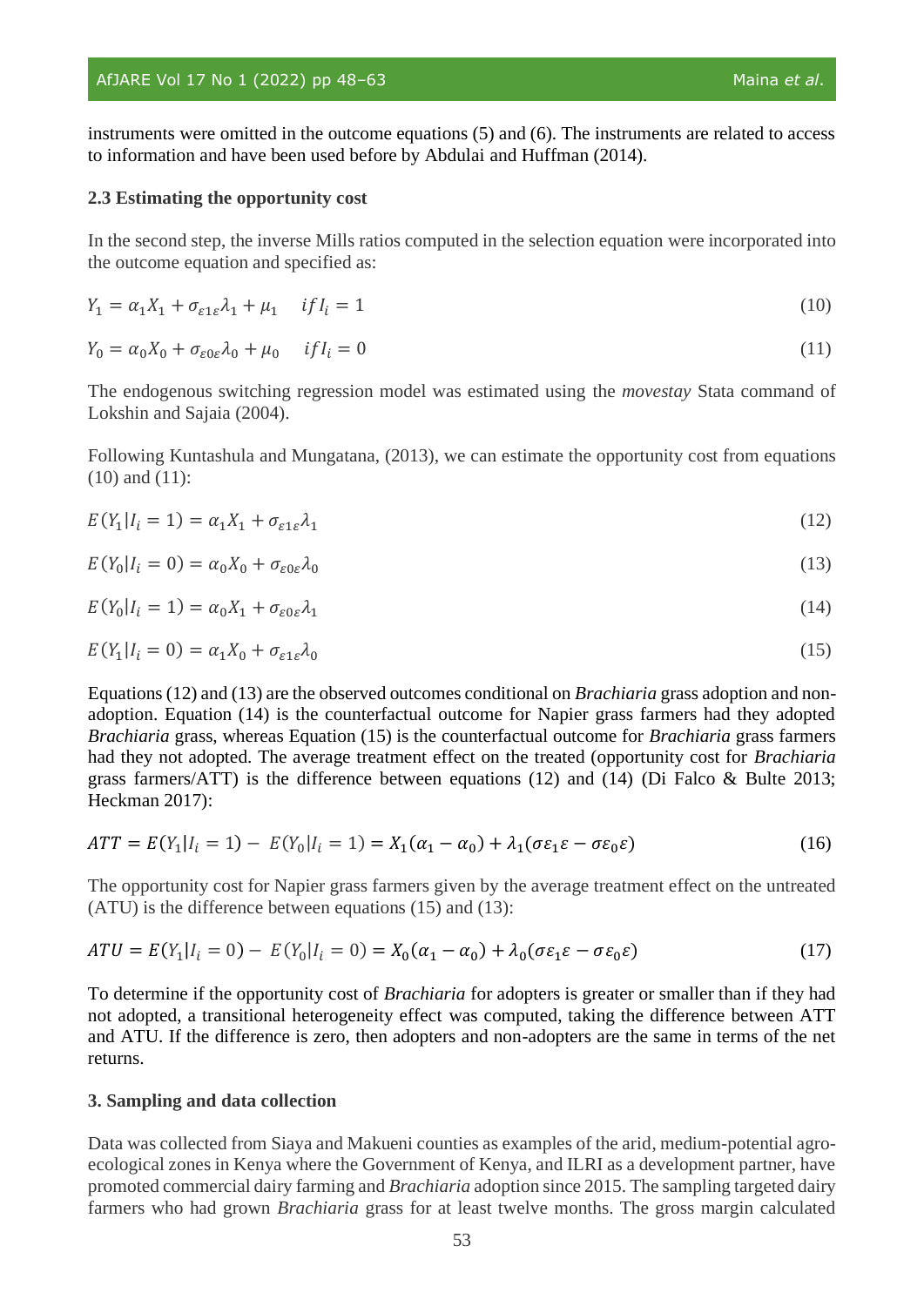instruments were omitted in the outcome equations (5) and (6). The instruments are related to access to information and have been used before by Abdulai and Huffman (2014).

### 2.3 Estimating the opportunity cost

In the second step, the inverse Mills ratios computed in the selection equation were incorporated into the outcome equation and specified as:

$$Y_1 = \alpha_1 X_1 + \sigma_{\varepsilon 1 \varepsilon}\lambda_1 + \mu_1 \quad if\, I_i = 1 \tag{10}$$

$$Y_0 = \alpha_0 X_0 + \sigma_{\varepsilon 0 \varepsilon}\lambda_0 + \mu_0 \quad if\, I_i = 0 \tag{11}$$

The endogenous switching regression model was estimated using the *movestay* Stata command of Lokshin and Sajaia (2004).

Following Kuntashula and Mungatana, (2013), we can estimate the opportunity cost from equations (10) and (11):

$$E(Y_1|I_i = 1) = \alpha_1 X_1 + \sigma_{\varepsilon 1 \varepsilon}\lambda_1 \tag{12}$$

$$E(Y_0|I_i = 0) = \alpha_0 X_0 + \sigma_{\varepsilon 0 \varepsilon}\lambda_0 \tag{13}$$

$$E(Y_0|I_i = 1) = \alpha_0 X_1 + \sigma_{\varepsilon 0 \varepsilon}\lambda_1 \tag{14}$$

$$E(Y_1|I_i = 0) = \alpha_1 X_0 + \sigma_{\varepsilon 1 \varepsilon}\lambda_0 \tag{15}$$

Equations (12) and (13) are the observed outcomes conditional on *Brachiaria* grass adoption and non-adoption. Equation (14) is the counterfactual outcome for Napier grass farmers had they adopted *Brachiaria* grass, whereas Equation (15) is the counterfactual outcome for *Brachiaria* grass farmers had they not adopted. The average treatment effect on the treated (opportunity cost for *Brachiaria* grass farmers/ATT) is the difference between equations (12) and (14) (Di Falco & Bulte 2013; Heckman 2017):

$$ATT = E(Y_1|I_i = 1) - E(Y_0|I_i = 1) = X_1(\alpha_1 - \alpha_0) + \lambda_1(\sigma\varepsilon_1\varepsilon - \sigma\varepsilon_0\varepsilon) \tag{16}$$

The opportunity cost for Napier grass farmers given by the average treatment effect on the untreated (ATU) is the difference between equations (15) and (13):

$$ATU = E(Y_1|I_i = 0) - E(Y_0|I_i = 0) = X_0(\alpha_1 - \alpha_0) + \lambda_0(\sigma\varepsilon_1\varepsilon - \sigma\varepsilon_0\varepsilon) \tag{17}$$

To determine if the opportunity cost of *Brachiaria* for adopters is greater or smaller than if they had not adopted, a transitional heterogeneity effect was computed, taking the difference between ATT and ATU. If the difference is zero, then adopters and non-adopters are the same in terms of the net returns.

## 3. Sampling and data collection

Data was collected from Siaya and Makueni counties as examples of the arid, medium-potential agro-ecological zones in Kenya where the Government of Kenya, and ILRI as a development partner, have promoted commercial dairy farming and *Brachiaria* adoption since 2015. The sampling targeted dairy farmers who had grown *Brachiaria* grass for at least twelve months. The gross margin calculated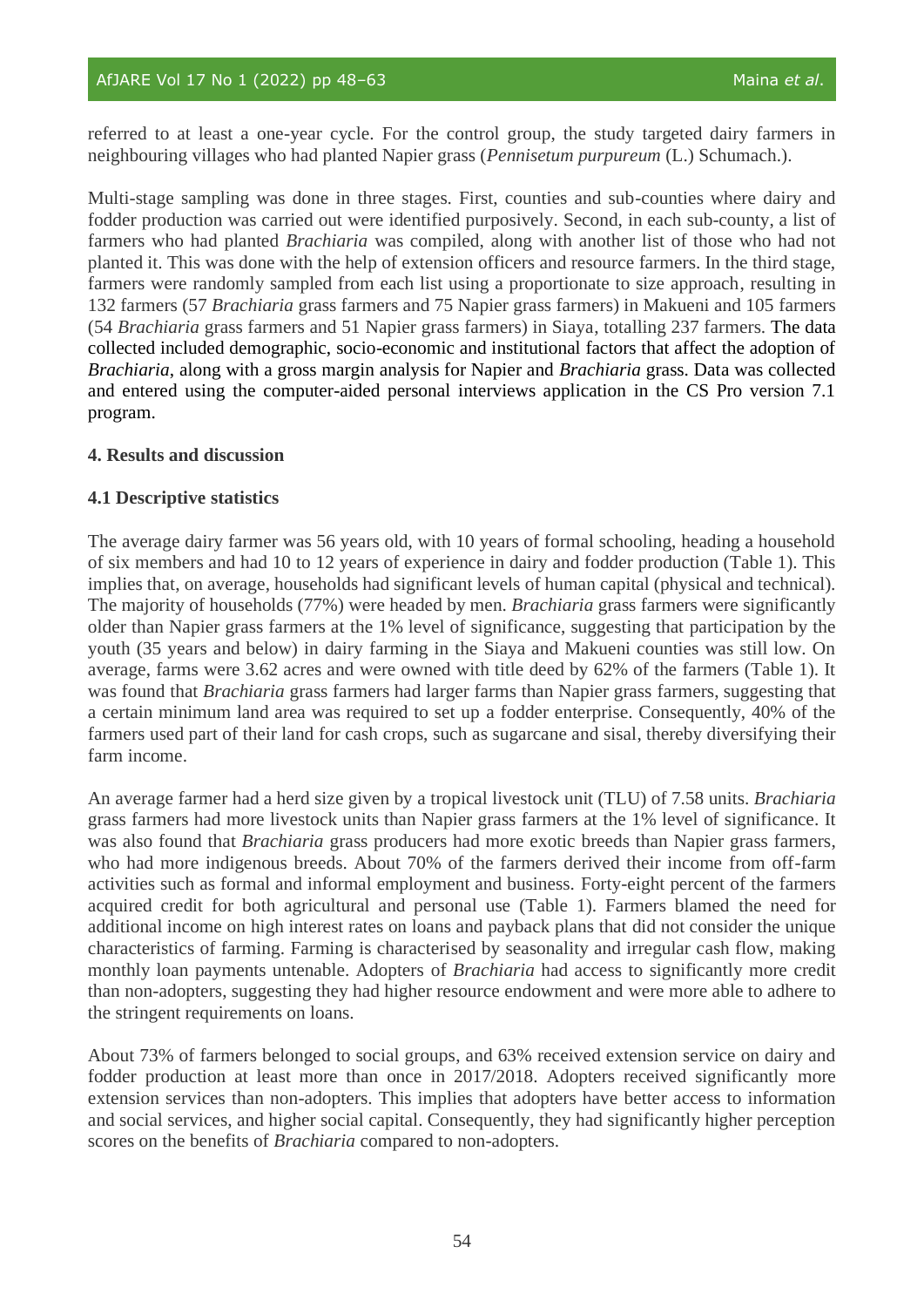referred to at least a one-year cycle. For the control group, the study targeted dairy farmers in neighbouring villages who had planted Napier grass (*Pennisetum purpureum* (L.) Schumach.).

Multi-stage sampling was done in three stages. First, counties and sub-counties where dairy and fodder production was carried out were identified purposively. Second, in each sub-county, a list of farmers who had planted *Brachiaria* was compiled, along with another list of those who had not planted it. This was done with the help of extension officers and resource farmers. In the third stage, farmers were randomly sampled from each list using a proportionate to size approach, resulting in 132 farmers (57 *Brachiaria* grass farmers and 75 Napier grass farmers) in Makueni and 105 farmers (54 *Brachiaria* grass farmers and 51 Napier grass farmers) in Siaya, totalling 237 farmers. The data collected included demographic, socio-economic and institutional factors that affect the adoption of *Brachiaria*, along with a gross margin analysis for Napier and *Brachiaria* grass. Data was collected and entered using the computer-aided personal interviews application in the CS Pro version 7.1 program.

**4. Results and discussion**

**4.1 Descriptive statistics**

The average dairy farmer was 56 years old, with 10 years of formal schooling, heading a household of six members and had 10 to 12 years of experience in dairy and fodder production (Table 1). This implies that, on average, households had significant levels of human capital (physical and technical). The majority of households (77%) were headed by men. *Brachiaria* grass farmers were significantly older than Napier grass farmers at the 1% level of significance, suggesting that participation by the youth (35 years and below) in dairy farming in the Siaya and Makueni counties was still low. On average, farms were 3.62 acres and were owned with title deed by 62% of the farmers (Table 1). It was found that *Brachiaria* grass farmers had larger farms than Napier grass farmers, suggesting that a certain minimum land area was required to set up a fodder enterprise. Consequently, 40% of the farmers used part of their land for cash crops, such as sugarcane and sisal, thereby diversifying their farm income.

An average farmer had a herd size given by a tropical livestock unit (TLU) of 7.58 units. *Brachiaria* grass farmers had more livestock units than Napier grass farmers at the 1% level of significance. It was also found that *Brachiaria* grass producers had more exotic breeds than Napier grass farmers, who had more indigenous breeds. About 70% of the farmers derived their income from off-farm activities such as formal and informal employment and business. Forty-eight percent of the farmers acquired credit for both agricultural and personal use (Table 1). Farmers blamed the need for additional income on high interest rates on loans and payback plans that did not consider the unique characteristics of farming. Farming is characterised by seasonality and irregular cash flow, making monthly loan payments untenable. Adopters of *Brachiaria* had access to significantly more credit than non-adopters, suggesting they had higher resource endowment and were more able to adhere to the stringent requirements on loans.

About 73% of farmers belonged to social groups, and 63% received extension service on dairy and fodder production at least more than once in 2017/2018. Adopters received significantly more extension services than non-adopters. This implies that adopters have better access to information and social services, and higher social capital. Consequently, they had significantly higher perception scores on the benefits of *Brachiaria* compared to non-adopters.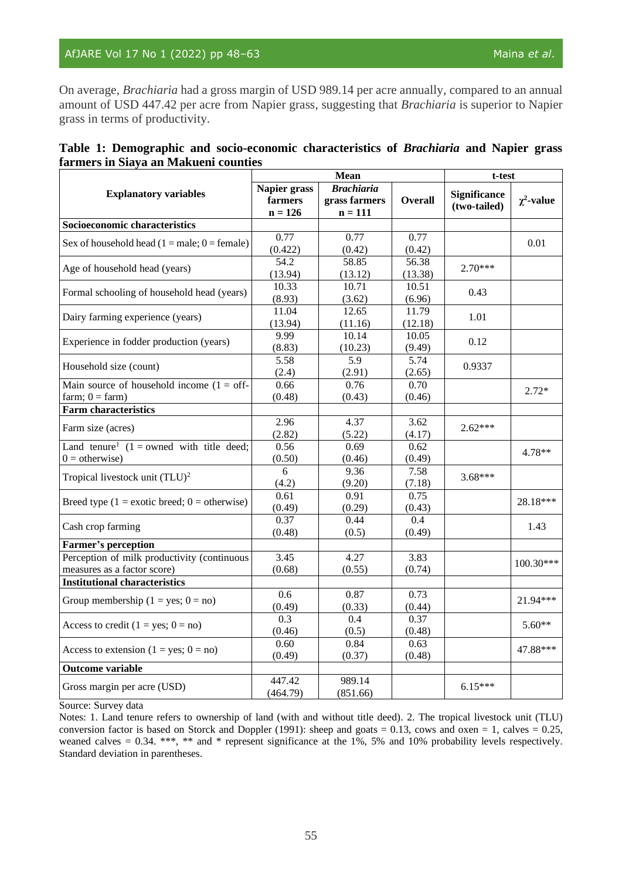On average, *Brachiaria* had a gross margin of USD 989.14 per acre annually, compared to an annual amount of USD 447.42 per acre from Napier grass, suggesting that *Brachiaria* is superior to Napier grass in terms of productivity.

**Table 1: Demographic and socio-economic characteristics of *Brachiaria* and Napier grass farmers in Siaya an Makueni counties**

| Explanatory variables | Mean | | | t-test | |
|---|---|---|---|---|---|
| | Napier grass farmers n = 126 | *Brachiaria* grass farmers n = 111 | Overall | Significance (two-tailed) | $\chi^2$-value |
| **Socioeconomic characteristics** | | | | | |
| Sex of household head (1 = male; 0 = female) | 0.77 (0.422) | 0.77 (0.42) | 0.77 (0.42) | | 0.01 |
| Age of household head (years) | 54.2 (13.94) | 58.85 (13.12) | 56.38 (13.38) | 2.70*** | |
| Formal schooling of household head (years) | 10.33 (8.93) | 10.71 (3.62) | 10.51 (6.96) | 0.43 | |
| Dairy farming experience (years) | 11.04 (13.94) | 12.65 (11.16) | 11.79 (12.18) | 1.01 | |
| Experience in fodder production (years) | 9.99 (8.83) | 10.14 (10.23) | 10.05 (9.49) | 0.12 | |
| Household size (count) | 5.58 (2.4) | 5.9 (2.91) | 5.74 (2.65) | 0.9337 | |
| Main source of household income (1 = off-farm; 0 = farm) | 0.66 (0.48) | 0.76 (0.43) | 0.70 (0.46) | | 2.72* |
| **Farm characteristics** | | | | | |
| Farm size (acres) | 2.96 (2.82) | 4.37 (5.22) | 3.62 (4.17) | 2.62*** | |
| Land tenure[1] (1 = owned with title deed; 0 = otherwise) | 0.56 (0.50) | 0.69 (0.46) | 0.62 (0.49) | | 4.78** |
| Tropical livestock unit (TLU)[2] | 6 (4.2) | 9.36 (9.20) | 7.58 (7.18) | 3.68*** | |
| Breed type (1 = exotic breed; 0 = otherwise) | 0.61 (0.49) | 0.91 (0.29) | 0.75 (0.43) | | 28.18*** |
| Cash crop farming | 0.37 (0.48) | 0.44 (0.5) | 0.4 (0.49) | | 1.43 |
| **Farmer's perception** | | | | | |
| Perception of milk productivity (continuous measures as a factor score) | 3.45 (0.68) | 4.27 (0.55) | 3.83 (0.74) | | 100.30*** |
| **Institutional characteristics** | | | | | |
| Group membership (1 = yes; 0 = no) | 0.6 (0.49) | 0.87 (0.33) | 0.73 (0.44) | | 21.94*** |
| Access to credit (1 = yes; 0 = no) | 0.3 (0.46) | 0.4 (0.5) | 0.37 (0.48) | | 5.60** |
| Access to extension (1 = yes; 0 = no) | 0.60 (0.49) | 0.84 (0.37) | 0.63 (0.48) | | 47.88*** |
| **Outcome variable** | | | | | |
| Gross margin per acre (USD) | 447.42 (464.79) | 989.14 (851.66) | | 6.15*** | |

Source: Survey data

Notes: 1. Land tenure refers to ownership of land (with and without title deed). 2. The tropical livestock unit (TLU) conversion factor is based on Storck and Doppler (1991): sheep and goats = 0.13, cows and oxen = 1, calves = 0.25, weaned calves = 0.34. ***, ** and * represent significance at the 1%, 5% and 10% probability levels respectively. Standard deviation in parentheses.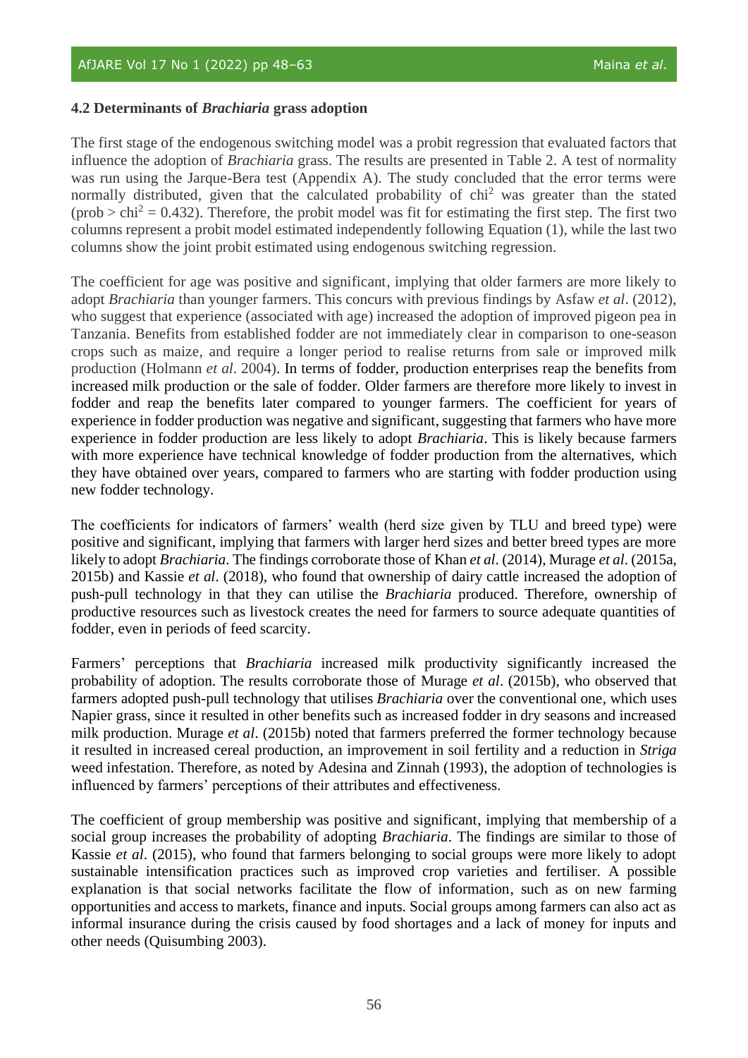### 4.2 Determinants of *Brachiaria* grass adoption

The first stage of the endogenous switching model was a probit regression that evaluated factors that influence the adoption of *Brachiaria* grass. The results are presented in Table 2. A test of normality was run using the Jarque-Bera test (Appendix A). The study concluded that the error terms were normally distributed, given that the calculated probability of $chi^2$ was greater than the stated (prob > $chi^2$ = 0.432). Therefore, the probit model was fit for estimating the first step. The first two columns represent a probit model estimated independently following Equation (1), while the last two columns show the joint probit estimated using endogenous switching regression.

The coefficient for age was positive and significant, implying that older farmers are more likely to adopt *Brachiaria* than younger farmers. This concurs with previous findings by Asfaw *et al*. (2012), who suggest that experience (associated with age) increased the adoption of improved pigeon pea in Tanzania. Benefits from established fodder are not immediately clear in comparison to one-season crops such as maize, and require a longer period to realise returns from sale or improved milk production (Holmann *et al*. 2004). In terms of fodder, production enterprises reap the benefits from increased milk production or the sale of fodder. Older farmers are therefore more likely to invest in fodder and reap the benefits later compared to younger farmers. The coefficient for years of experience in fodder production was negative and significant, suggesting that farmers who have more experience in fodder production are less likely to adopt *Brachiaria*. This is likely because farmers with more experience have technical knowledge of fodder production from the alternatives, which they have obtained over years, compared to farmers who are starting with fodder production using new fodder technology.

The coefficients for indicators of farmers' wealth (herd size given by TLU and breed type) were positive and significant, implying that farmers with larger herd sizes and better breed types are more likely to adopt *Brachiaria*. The findings corroborate those of Khan *et al*. (2014), Murage *et al*. (2015a, 2015b) and Kassie *et al*. (2018), who found that ownership of dairy cattle increased the adoption of push-pull technology in that they can utilise the *Brachiaria* produced. Therefore, ownership of productive resources such as livestock creates the need for farmers to source adequate quantities of fodder, even in periods of feed scarcity.

Farmers' perceptions that *Brachiaria* increased milk productivity significantly increased the probability of adoption. The results corroborate those of Murage *et al*. (2015b), who observed that farmers adopted push-pull technology that utilises *Brachiaria* over the conventional one, which uses Napier grass, since it resulted in other benefits such as increased fodder in dry seasons and increased milk production. Murage *et al*. (2015b) noted that farmers preferred the former technology because it resulted in increased cereal production, an improvement in soil fertility and a reduction in *Striga* weed infestation. Therefore, as noted by Adesina and Zinnah (1993), the adoption of technologies is influenced by farmers' perceptions of their attributes and effectiveness.

The coefficient of group membership was positive and significant, implying that membership of a social group increases the probability of adopting *Brachiaria*. The findings are similar to those of Kassie *et al*. (2015), who found that farmers belonging to social groups were more likely to adopt sustainable intensification practices such as improved crop varieties and fertiliser. A possible explanation is that social networks facilitate the flow of information, such as on new farming opportunities and access to markets, finance and inputs. Social groups among farmers can also act as informal insurance during the crisis caused by food shortages and a lack of money for inputs and other needs (Quisumbing 2003).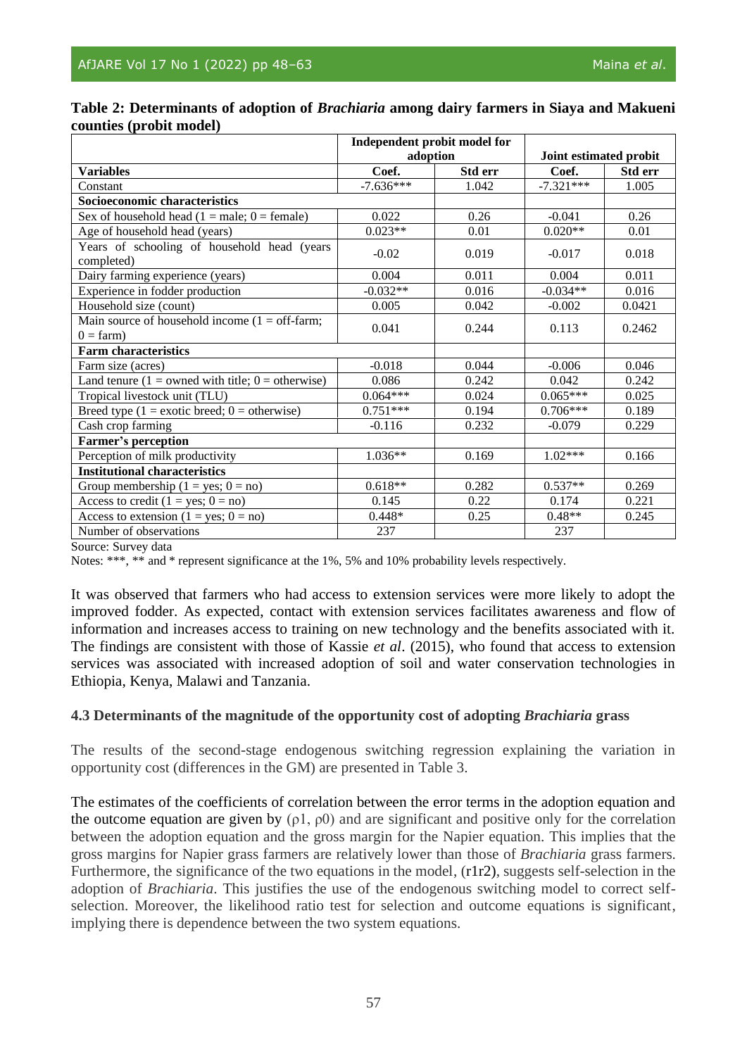**Table 2: Determinants of adoption of *Brachiaria* among dairy farmers in Siaya and Makueni counties (probit model)**

| | Independent probit model for adoption | | Joint estimated probit | |
|---|---|---|---|---|
| **Variables** | **Coef.** | **Std err** | **Coef.** | **Std err** |
| Constant | -7.636*** | 1.042 | -7.321*** | 1.005 |
| **Socioeconomic characteristics** | | | | |
| Sex of household head (1 = male; 0 = female) | 0.022 | 0.26 | -0.041 | 0.26 |
| Age of household head (years) | 0.023** | 0.01 | 0.020** | 0.01 |
| Years of schooling of household head (years completed) | -0.02 | 0.019 | -0.017 | 0.018 |
| Dairy farming experience (years) | 0.004 | 0.011 | 0.004 | 0.011 |
| Experience in fodder production | -0.032** | 0.016 | -0.034** | 0.016 |
| Household size (count) | 0.005 | 0.042 | -0.002 | 0.0421 |
| Main source of household income (1 = off-farm; 0 = farm) | 0.041 | 0.244 | 0.113 | 0.2462 |
| **Farm characteristics** | | | | |
| Farm size (acres) | -0.018 | 0.044 | -0.006 | 0.046 |
| Land tenure (1 = owned with title; 0 = otherwise) | 0.086 | 0.242 | 0.042 | 0.242 |
| Tropical livestock unit (TLU) | 0.064*** | 0.024 | 0.065*** | 0.025 |
| Breed type (1 = exotic breed; 0 = otherwise) | 0.751*** | 0.194 | 0.706*** | 0.189 |
| Cash crop farming | -0.116 | 0.232 | -0.079 | 0.229 |
| **Farmer's perception** | | | | |
| Perception of milk productivity | 1.036** | 0.169 | 1.02*** | 0.166 |
| **Institutional characteristics** | | | | |
| Group membership (1 = yes; 0 = no) | 0.618** | 0.282 | 0.537** | 0.269 |
| Access to credit (1 = yes; 0 = no) | 0.145 | 0.22 | 0.174 | 0.221 |
| Access to extension (1 = yes; 0 = no) | 0.448* | 0.25 | 0.48** | 0.245 |
| Number of observations | 237 | | 237 | |

Source: Survey data

Notes: ***, ** and * represent significance at the 1%, 5% and 10% probability levels respectively.

It was observed that farmers who had access to extension services were more likely to adopt the improved fodder. As expected, contact with extension services facilitates awareness and flow of information and increases access to training on new technology and the benefits associated with it. The findings are consistent with those of Kassie *et al*. (2015), who found that access to extension services was associated with increased adoption of soil and water conservation technologies in Ethiopia, Kenya, Malawi and Tanzania.

### 4.3 Determinants of the magnitude of the opportunity cost of adopting *Brachiaria* grass

The results of the second-stage endogenous switching regression explaining the variation in opportunity cost (differences in the GM) are presented in Table 3.

The estimates of the coefficients of correlation between the error terms in the adoption equation and the outcome equation are given by ($\rho 1$, $\rho 0$) and are significant and positive only for the correlation between the adoption equation and the gross margin for the Napier equation. This implies that the gross margins for Napier grass farmers are relatively lower than those of *Brachiaria* grass farmers. Furthermore, the significance of the two equations in the model, (r1r2), suggests self-selection in the adoption of *Brachiaria*. This justifies the use of the endogenous switching model to correct self-selection. Moreover, the likelihood ratio test for selection and outcome equations is significant, implying there is dependence between the two system equations.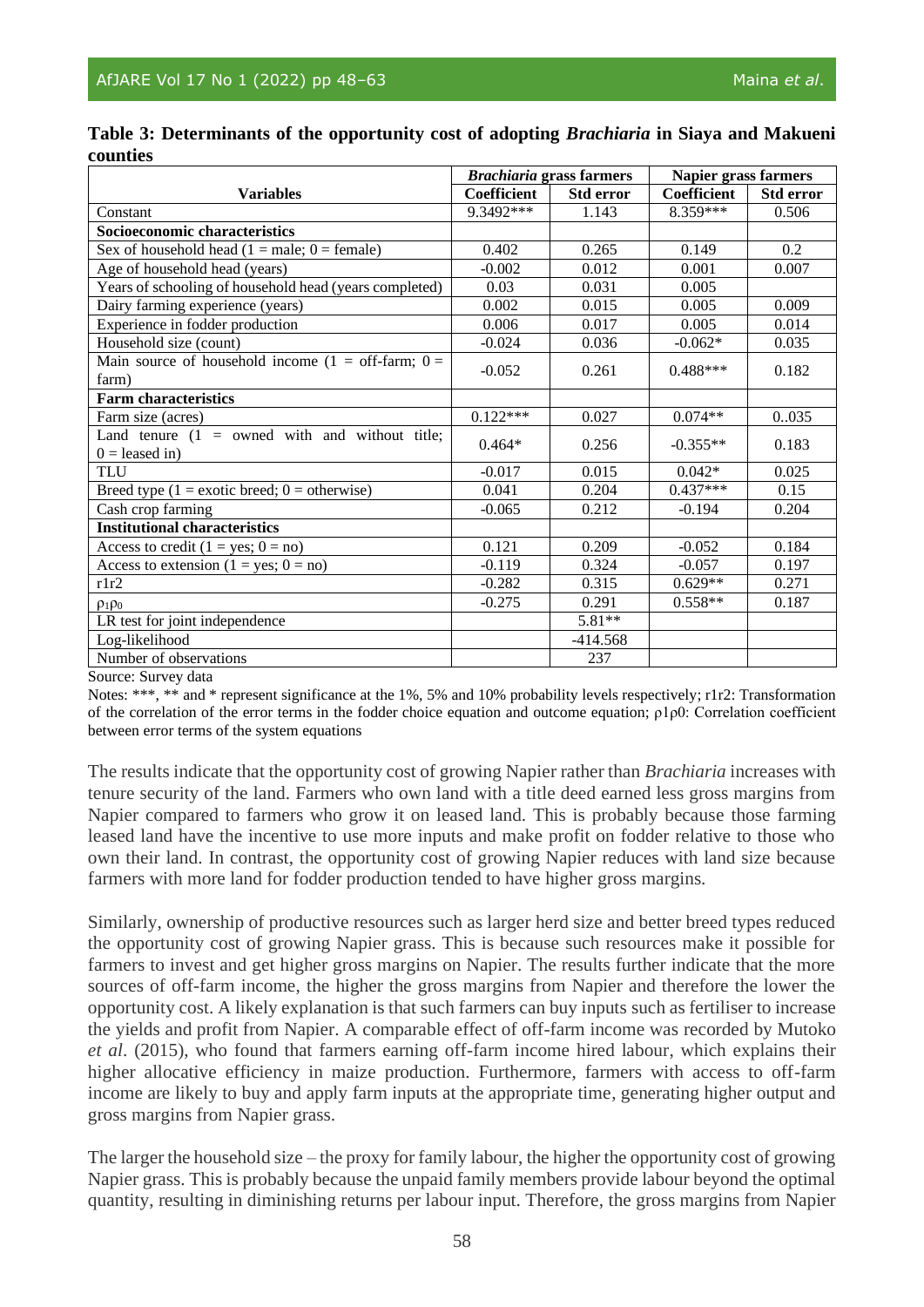**Table 3: Determinants of the opportunity cost of adopting *Brachiaria* in Siaya and Makueni counties**

| Variables | *Brachiaria* grass farmers | | Napier grass farmers | |
|---|---|---|---|---|
| | Coefficient | Std error | Coefficient | Std error |
| Constant | 9.3492*** | 1.143 | 8.359*** | 0.506 |
| **Socioeconomic characteristics** | | | | |
| Sex of household head (1 = male; 0 = female) | 0.402 | 0.265 | 0.149 | 0.2 |
| Age of household head (years) | -0.002 | 0.012 | 0.001 | 0.007 |
| Years of schooling of household head (years completed) | 0.03 | 0.031 | 0.005 | |
| Dairy farming experience (years) | 0.002 | 0.015 | 0.005 | 0.009 |
| Experience in fodder production | 0.006 | 0.017 | 0.005 | 0.014 |
| Household size (count) | -0.024 | 0.036 | -0.062* | 0.035 |
| Main source of household income (1 = off-farm; 0 = farm) | -0.052 | 0.261 | 0.488*** | 0.182 |
| **Farm characteristics** | | | | |
| Farm size (acres) | 0.122*** | 0.027 | 0.074** | 0..035 |
| Land tenure (1 = owned with and without title; 0 = leased in) | 0.464* | 0.256 | -0.355** | 0.183 |
| TLU | -0.017 | 0.015 | 0.042* | 0.025 |
| Breed type (1 = exotic breed; 0 = otherwise) | 0.041 | 0.204 | 0.437*** | 0.15 |
| Cash crop farming | -0.065 | 0.212 | -0.194 | 0.204 |
| **Institutional characteristics** | | | | |
| Access to credit (1 = yes; 0 = no) | 0.121 | 0.209 | -0.052 | 0.184 |
| Access to extension (1 = yes; 0 = no) | -0.119 | 0.324 | -0.057 | 0.197 |
| r1r2 | -0.282 | 0.315 | 0.629** | 0.271 |
| $\rho_1\rho_0$ | -0.275 | 0.291 | 0.558** | 0.187 |
| LR test for joint independence | | 5.81** | | |
| Log-likelihood | | -414.568 | | |
| Number of observations | | 237 | | |

Source: Survey data

Notes: ***, ** and * represent significance at the 1%, 5% and 10% probability levels respectively; r1r2: Transformation of the correlation of the error terms in the fodder choice equation and outcome equation; $\rho1\rho0$: Correlation coefficient between error terms of the system equations

The results indicate that the opportunity cost of growing Napier rather than *Brachiaria* increases with tenure security of the land. Farmers who own land with a title deed earned less gross margins from Napier compared to farmers who grow it on leased land. This is probably because those farming leased land have the incentive to use more inputs and make profit on fodder relative to those who own their land. In contrast, the opportunity cost of growing Napier reduces with land size because farmers with more land for fodder production tended to have higher gross margins.

Similarly, ownership of productive resources such as larger herd size and better breed types reduced the opportunity cost of growing Napier grass. This is because such resources make it possible for farmers to invest and get higher gross margins on Napier. The results further indicate that the more sources of off-farm income, the higher the gross margins from Napier and therefore the lower the opportunity cost. A likely explanation is that such farmers can buy inputs such as fertiliser to increase the yields and profit from Napier. A comparable effect of off-farm income was recorded by Mutoko *et al*. (2015), who found that farmers earning off-farm income hired labour, which explains their higher allocative efficiency in maize production. Furthermore, farmers with access to off-farm income are likely to buy and apply farm inputs at the appropriate time, generating higher output and gross margins from Napier grass.

The larger the household size – the proxy for family labour, the higher the opportunity cost of growing Napier grass. This is probably because the unpaid family members provide labour beyond the optimal quantity, resulting in diminishing returns per labour input. Therefore, the gross margins from Napier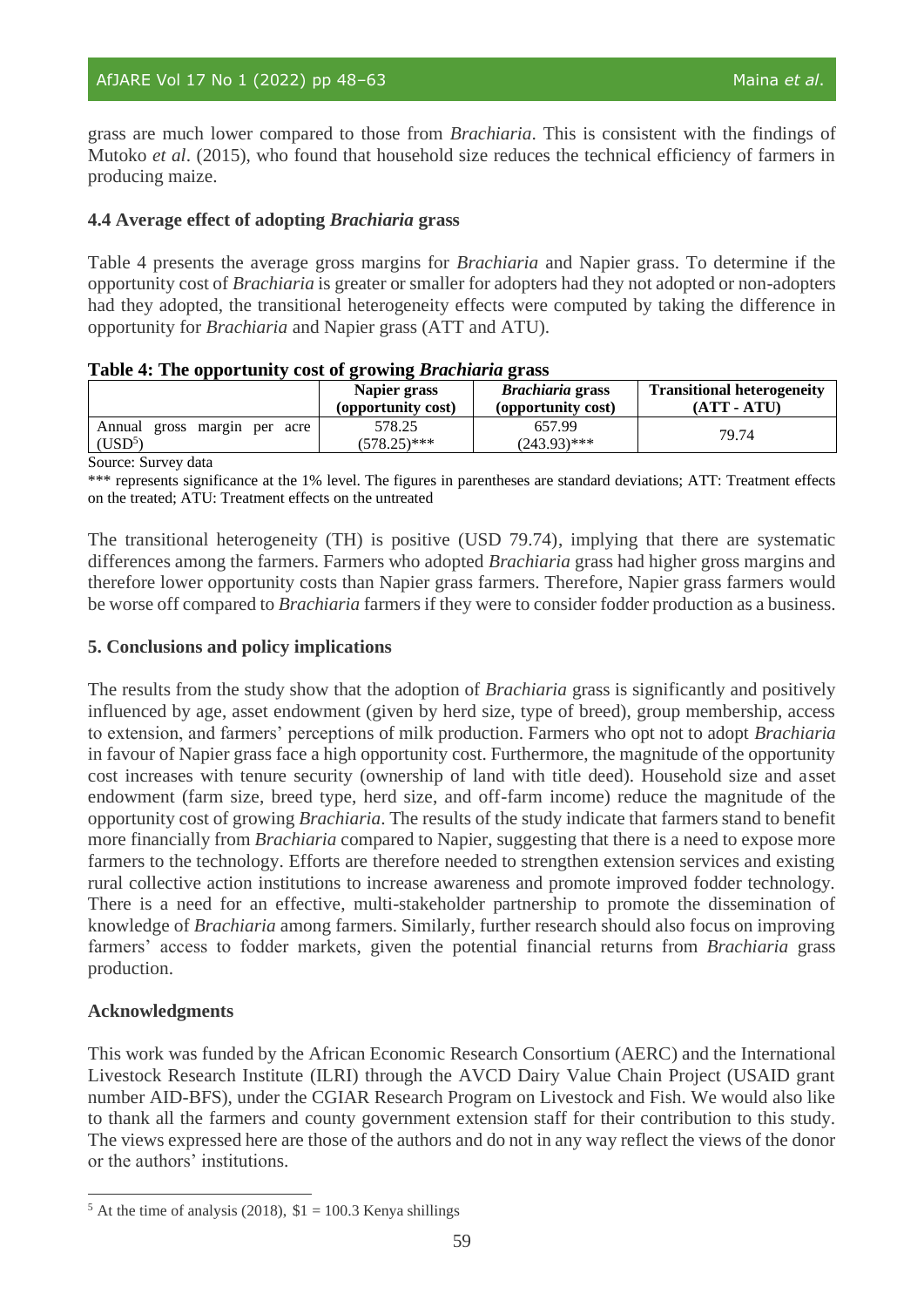grass are much lower compared to those from *Brachiaria*. This is consistent with the findings of Mutoko *et al*. (2015), who found that household size reduces the technical efficiency of farmers in producing maize.

### 4.4 Average effect of adopting *Brachiaria* grass

Table 4 presents the average gross margins for *Brachiaria* and Napier grass. To determine if the opportunity cost of *Brachiaria* is greater or smaller for adopters had they not adopted or non-adopters had they adopted, the transitional heterogeneity effects were computed by taking the difference in opportunity for *Brachiaria* and Napier grass (ATT and ATU).

**Table 4: The opportunity cost of growing *Brachiaria* grass**

| | Napier grass (opportunity cost) | *Brachiaria* grass (opportunity cost) | Transitional heterogeneity (ATT - ATU) |
|---|---|---|---|
| Annual gross margin per acre (USD[5]) | 578.25 (578.25)*** | 657.99 (243.93)*** | 79.74 |

Source: Survey data

*** represents significance at the 1% level. The figures in parentheses are standard deviations; ATT: Treatment effects on the treated; ATU: Treatment effects on the untreated

The transitional heterogeneity (TH) is positive (USD 79.74), implying that there are systematic differences among the farmers. Farmers who adopted *Brachiaria* grass had higher gross margins and therefore lower opportunity costs than Napier grass farmers. Therefore, Napier grass farmers would be worse off compared to *Brachiaria* farmers if they were to consider fodder production as a business.

## 5. Conclusions and policy implications

The results from the study show that the adoption of *Brachiaria* grass is significantly and positively influenced by age, asset endowment (given by herd size, type of breed), group membership, access to extension, and farmers' perceptions of milk production. Farmers who opt not to adopt *Brachiaria* in favour of Napier grass face a high opportunity cost. Furthermore, the magnitude of the opportunity cost increases with tenure security (ownership of land with title deed). Household size and asset endowment (farm size, breed type, herd size, and off-farm income) reduce the magnitude of the opportunity cost of growing *Brachiaria*. The results of the study indicate that farmers stand to benefit more financially from *Brachiaria* compared to Napier, suggesting that there is a need to expose more farmers to the technology. Efforts are therefore needed to strengthen extension services and existing rural collective action institutions to increase awareness and promote improved fodder technology. There is a need for an effective, multi-stakeholder partnership to promote the dissemination of knowledge of *Brachiaria* among farmers. Similarly, further research should also focus on improving farmers' access to fodder markets, given the potential financial returns from *Brachiaria* grass production.

## Acknowledgments

This work was funded by the African Economic Research Consortium (AERC) and the International Livestock Research Institute (ILRI) through the AVCD Dairy Value Chain Project (USAID grant number AID-BFS), under the CGIAR Research Program on Livestock and Fish. We would also like to thank all the farmers and county government extension staff for their contribution to this study. The views expressed here are those of the authors and do not in any way reflect the views of the donor or the authors' institutions.

---

[5] At the time of analysis (2018), $1 = 100.3 Kenya shillings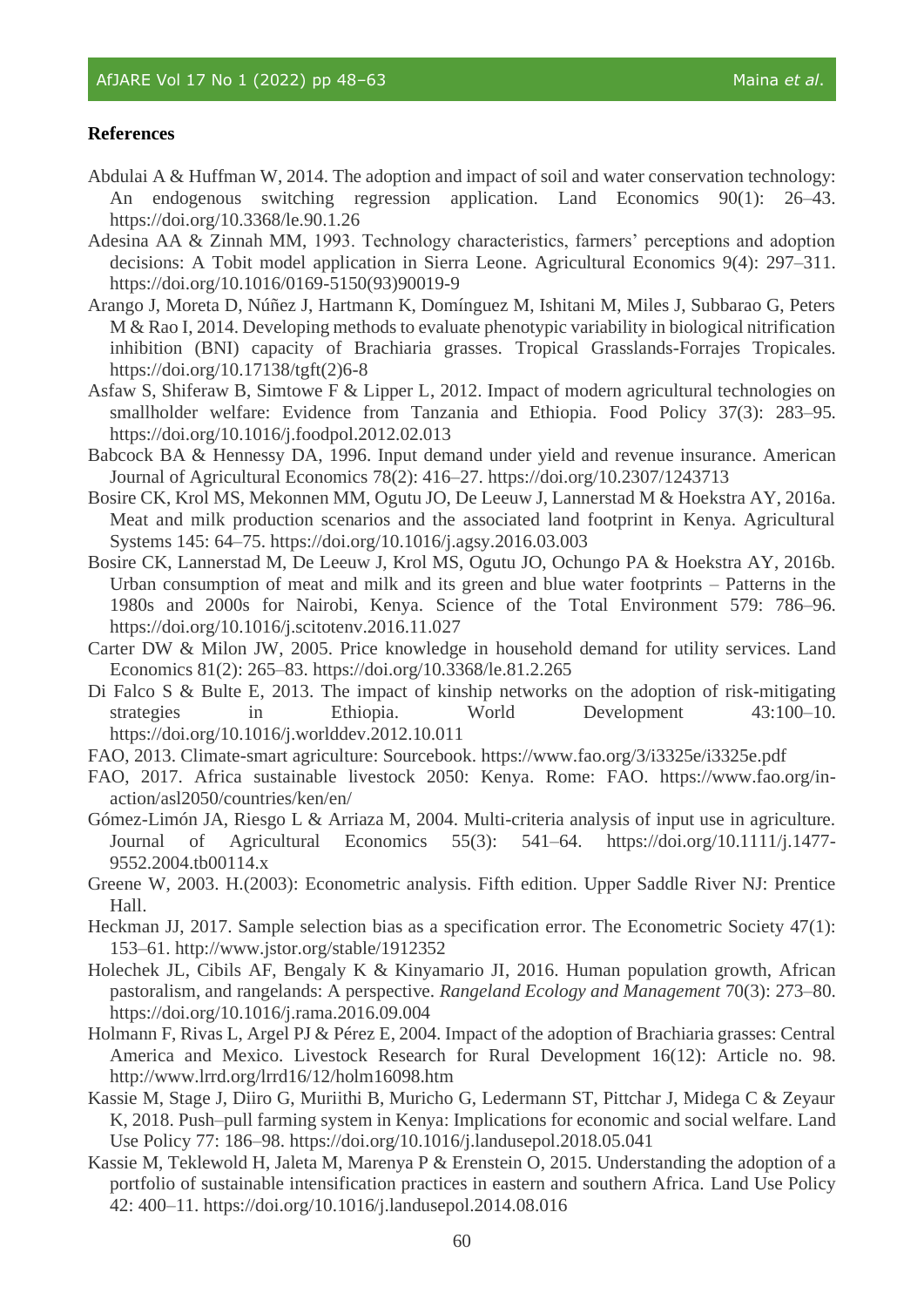## References

Abdulai A & Huffman W, 2014. The adoption and impact of soil and water conservation technology: An endogenous switching regression application. Land Economics 90(1): 26–43. https://doi.org/10.3368/le.90.1.26

Adesina AA & Zinnah MM, 1993. Technology characteristics, farmers' perceptions and adoption decisions: A Tobit model application in Sierra Leone. Agricultural Economics 9(4): 297–311. https://doi.org/10.1016/0169-5150(93)90019-9

Arango J, Moreta D, Núñez J, Hartmann K, Domínguez M, Ishitani M, Miles J, Subbarao G, Peters M & Rao I, 2014. Developing methods to evaluate phenotypic variability in biological nitrification inhibition (BNI) capacity of Brachiaria grasses. Tropical Grasslands-Forrajes Tropicales. https://doi.org/10.17138/tgft(2)6-8

Asfaw S, Shiferaw B, Simtowe F & Lipper L, 2012. Impact of modern agricultural technologies on smallholder welfare: Evidence from Tanzania and Ethiopia. Food Policy 37(3): 283–95. https://doi.org/10.1016/j.foodpol.2012.02.013

Babcock BA & Hennessy DA, 1996. Input demand under yield and revenue insurance. American Journal of Agricultural Economics 78(2): 416–27. https://doi.org/10.2307/1243713

Bosire CK, Krol MS, Mekonnen MM, Ogutu JO, De Leeuw J, Lannerstad M & Hoekstra AY, 2016a. Meat and milk production scenarios and the associated land footprint in Kenya. Agricultural Systems 145: 64–75. https://doi.org/10.1016/j.agsy.2016.03.003

Bosire CK, Lannerstad M, De Leeuw J, Krol MS, Ogutu JO, Ochungo PA & Hoekstra AY, 2016b. Urban consumption of meat and milk and its green and blue water footprints – Patterns in the 1980s and 2000s for Nairobi, Kenya. Science of the Total Environment 579: 786–96. https://doi.org/10.1016/j.scitotenv.2016.11.027

Carter DW & Milon JW, 2005. Price knowledge in household demand for utility services. Land Economics 81(2): 265–83. https://doi.org/10.3368/le.81.2.265

Di Falco S & Bulte E, 2013. The impact of kinship networks on the adoption of risk-mitigating strategies in Ethiopia. World Development 43:100–10. https://doi.org/10.1016/j.worlddev.2012.10.011

FAO, 2013. Climate-smart agriculture: Sourcebook. https://www.fao.org/3/i3325e/i3325e.pdf

FAO, 2017. Africa sustainable livestock 2050: Kenya. Rome: FAO. https://www.fao.org/in-action/asl2050/countries/ken/en/

Gómez-Limón JA, Riesgo L & Arriaza M, 2004. Multi-criteria analysis of input use in agriculture. Journal of Agricultural Economics 55(3): 541–64. https://doi.org/10.1111/j.1477-9552.2004.tb00114.x

Greene W, 2003. H.(2003): Econometric analysis. Fifth edition. Upper Saddle River NJ: Prentice Hall.

Heckman JJ, 2017. Sample selection bias as a specification error. The Econometric Society 47(1): 153–61. http://www.jstor.org/stable/1912352

Holechek JL, Cibils AF, Bengaly K & Kinyamario JI, 2016. Human population growth, African pastoralism, and rangelands: A perspective. *Rangeland Ecology and Management* 70(3): 273–80. https://doi.org/10.1016/j.rama.2016.09.004

Holmann F, Rivas L, Argel PJ & Pérez E, 2004. Impact of the adoption of Brachiaria grasses: Central America and Mexico. Livestock Research for Rural Development 16(12): Article no. 98. http://www.lrrd.org/lrrd16/12/holm16098.htm

Kassie M, Stage J, Diiro G, Muriithi B, Muricho G, Ledermann ST, Pittchar J, Midega C & Zeyaur K, 2018. Push–pull farming system in Kenya: Implications for economic and social welfare. Land Use Policy 77: 186–98. https://doi.org/10.1016/j.landusepol.2018.05.041

Kassie M, Teklewold H, Jaleta M, Marenya P & Erenstein O, 2015. Understanding the adoption of a portfolio of sustainable intensification practices in eastern and southern Africa. Land Use Policy 42: 400–11. https://doi.org/10.1016/j.landusepol.2014.08.016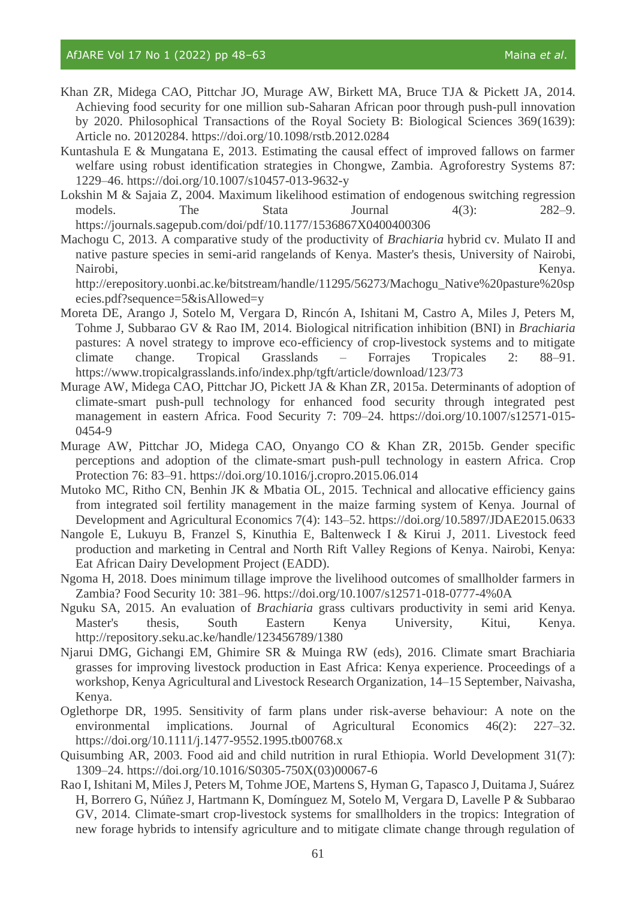Khan ZR, Midega CAO, Pittchar JO, Murage AW, Birkett MA, Bruce TJA & Pickett JA, 2014. Achieving food security for one million sub-Saharan African poor through push-pull innovation by 2020. Philosophical Transactions of the Royal Society B: Biological Sciences 369(1639): Article no. 20120284. https://doi.org/10.1098/rstb.2012.0284

Kuntashula E & Mungatana E, 2013. Estimating the causal effect of improved fallows on farmer welfare using robust identification strategies in Chongwe, Zambia. Agroforestry Systems 87: 1229–46. https://doi.org/10.1007/s10457-013-9632-y

Lokshin M & Sajaia Z, 2004. Maximum likelihood estimation of endogenous switching regression models. The Stata Journal 4(3): 282–9. https://journals.sagepub.com/doi/pdf/10.1177/1536867X0400400306

Machogu C, 2013. A comparative study of the productivity of *Brachiaria* hybrid cv. Mulato II and native pasture species in semi-arid rangelands of Kenya. Master's thesis, University of Nairobi, Nairobi, Kenya. http://erepository.uonbi.ac.ke/bitstream/handle/11295/56273/Machogu_Native%20pasture%20species.pdf?sequence=5&isAllowed=y

Moreta DE, Arango J, Sotelo M, Vergara D, Rincón A, Ishitani M, Castro A, Miles J, Peters M, Tohme J, Subbarao GV & Rao IM, 2014. Biological nitrification inhibition (BNI) in *Brachiaria* pastures: A novel strategy to improve eco-efficiency of crop-livestock systems and to mitigate climate change. Tropical Grasslands – Forrajes Tropicales 2: 88–91. https://www.tropicalgrasslands.info/index.php/tgft/article/download/123/73

Murage AW, Midega CAO, Pittchar JO, Pickett JA & Khan ZR, 2015a. Determinants of adoption of climate-smart push-pull technology for enhanced food security through integrated pest management in eastern Africa. Food Security 7: 709–24. https://doi.org/10.1007/s12571-015-0454-9

Murage AW, Pittchar JO, Midega CAO, Onyango CO & Khan ZR, 2015b. Gender specific perceptions and adoption of the climate-smart push-pull technology in eastern Africa. Crop Protection 76: 83–91. https://doi.org/10.1016/j.cropro.2015.06.014

Mutoko MC, Ritho CN, Benhin JK & Mbatia OL, 2015. Technical and allocative efficiency gains from integrated soil fertility management in the maize farming system of Kenya. Journal of Development and Agricultural Economics 7(4): 143–52. https://doi.org/10.5897/JDAE2015.0633

Nangole E, Lukuyu B, Franzel S, Kinuthia E, Baltenweck I & Kirui J, 2011. Livestock feed production and marketing in Central and North Rift Valley Regions of Kenya. Nairobi, Kenya: Eat African Dairy Development Project (EADD).

Ngoma H, 2018. Does minimum tillage improve the livelihood outcomes of smallholder farmers in Zambia? Food Security 10: 381–96. https://doi.org/10.1007/s12571-018-0777-4%0A

Nguku SA, 2015. An evaluation of *Brachiaria* grass cultivars productivity in semi arid Kenya. Master's thesis, South Eastern Kenya University, Kitui, Kenya. http://repository.seku.ac.ke/handle/123456789/1380

Njarui DMG, Gichangi EM, Ghimire SR & Muinga RW (eds), 2016. Climate smart Brachiaria grasses for improving livestock production in East Africa: Kenya experience. Proceedings of a workshop, Kenya Agricultural and Livestock Research Organization, 14–15 September, Naivasha, Kenya.

Oglethorpe DR, 1995. Sensitivity of farm plans under risk-averse behaviour: A note on the environmental implications. Journal of Agricultural Economics 46(2): 227–32. https://doi.org/10.1111/j.1477-9552.1995.tb00768.x

Quisumbing AR, 2003. Food aid and child nutrition in rural Ethiopia. World Development 31(7): 1309–24. https://doi.org/10.1016/S0305-750X(03)00067-6

Rao I, Ishitani M, Miles J, Peters M, Tohme JOE, Martens S, Hyman G, Tapasco J, Duitama J, Suárez H, Borrero G, Núñez J, Hartmann K, Domínguez M, Sotelo M, Vergara D, Lavelle P & Subbarao GV, 2014. Climate-smart crop-livestock systems for smallholders in the tropics: Integration of new forage hybrids to intensify agriculture and to mitigate climate change through regulation of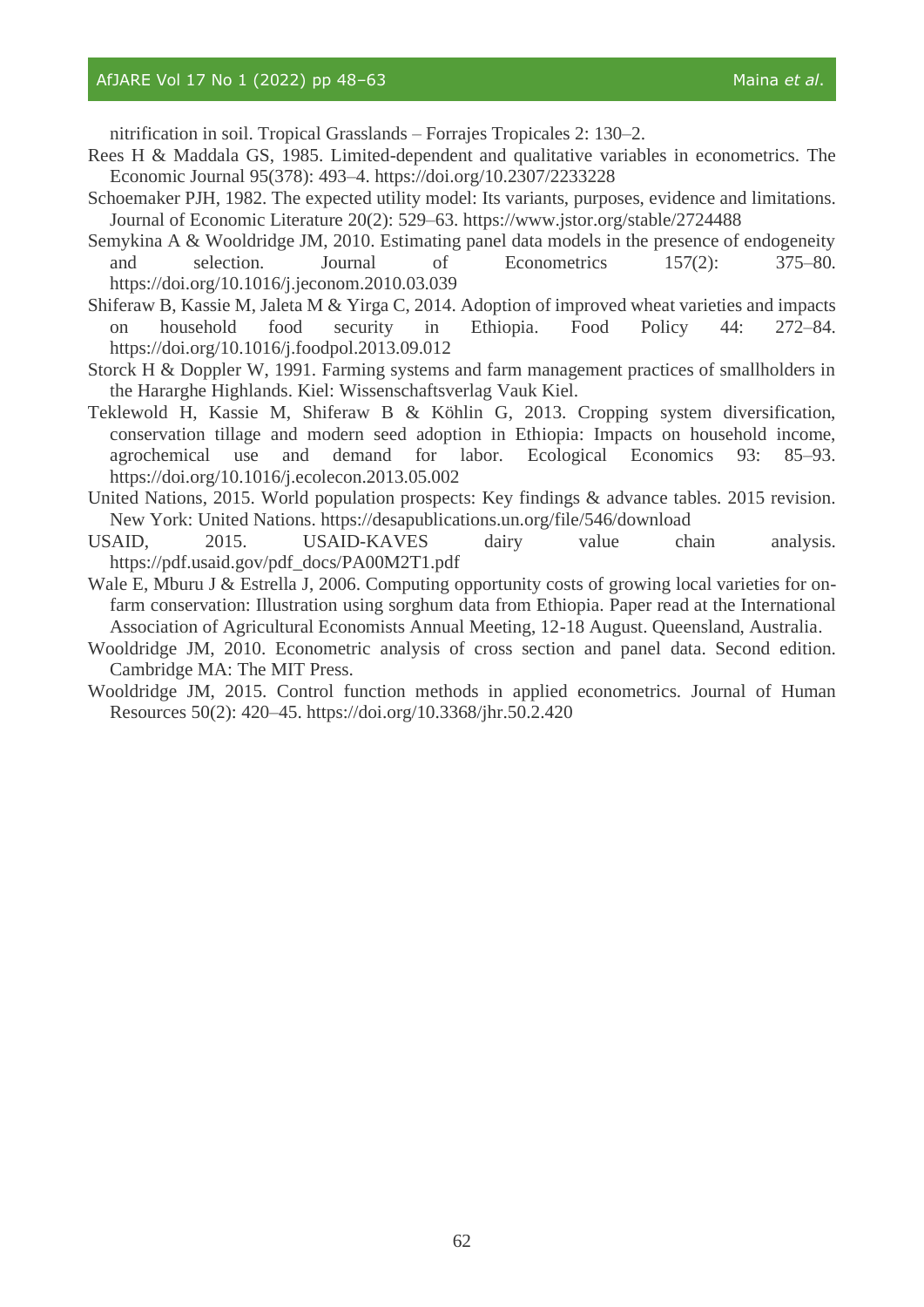nitrification in soil. Tropical Grasslands – Forrajes Tropicales 2: 130–2.

Rees H & Maddala GS, 1985. Limited-dependent and qualitative variables in econometrics. The Economic Journal 95(378): 493–4. https://doi.org/10.2307/2233228

Schoemaker PJH, 1982. The expected utility model: Its variants, purposes, evidence and limitations. Journal of Economic Literature 20(2): 529–63. https://www.jstor.org/stable/2724488

Semykina A & Wooldridge JM, 2010. Estimating panel data models in the presence of endogeneity and selection. Journal of Econometrics 157(2): 375–80. https://doi.org/10.1016/j.jeconom.2010.03.039

Shiferaw B, Kassie M, Jaleta M & Yirga C, 2014. Adoption of improved wheat varieties and impacts on household food security in Ethiopia. Food Policy 44: 272–84. https://doi.org/10.1016/j.foodpol.2013.09.012

Storck H & Doppler W, 1991. Farming systems and farm management practices of smallholders in the Hararghe Highlands. Kiel: Wissenschaftsverlag Vauk Kiel.

Teklewold H, Kassie M, Shiferaw B & Köhlin G, 2013. Cropping system diversification, conservation tillage and modern seed adoption in Ethiopia: Impacts on household income, agrochemical use and demand for labor. Ecological Economics 93: 85–93. https://doi.org/10.1016/j.ecolecon.2013.05.002

United Nations, 2015. World population prospects: Key findings & advance tables. 2015 revision. New York: United Nations. https://desapublications.un.org/file/546/download

USAID, 2015. USAID-KAVES dairy value chain analysis. https://pdf.usaid.gov/pdf_docs/PA00M2T1.pdf

Wale E, Mburu J & Estrella J, 2006. Computing opportunity costs of growing local varieties for on-farm conservation: Illustration using sorghum data from Ethiopia. Paper read at the International Association of Agricultural Economists Annual Meeting, 12-18 August. Queensland, Australia.

Wooldridge JM, 2010. Econometric analysis of cross section and panel data. Second edition. Cambridge MA: The MIT Press.

Wooldridge JM, 2015. Control function methods in applied econometrics. Journal of Human Resources 50(2): 420–45. https://doi.org/10.3368/jhr.50.2.420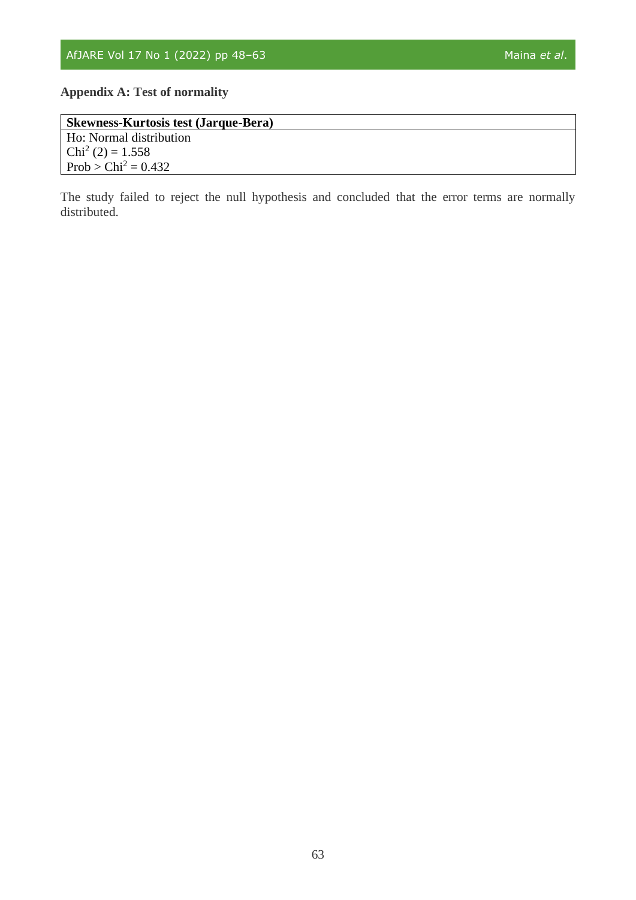## Appendix A: Test of normality

| **Skewness-Kurtosis test (Jarque-Bera)** |
|---|
| Ho: Normal distribution |
| $Chi^2$ (2) = 1.558 |
| Prob > $Chi^2$ = 0.432 |

The study failed to reject the null hypothesis and concluded that the error terms are normally distributed.